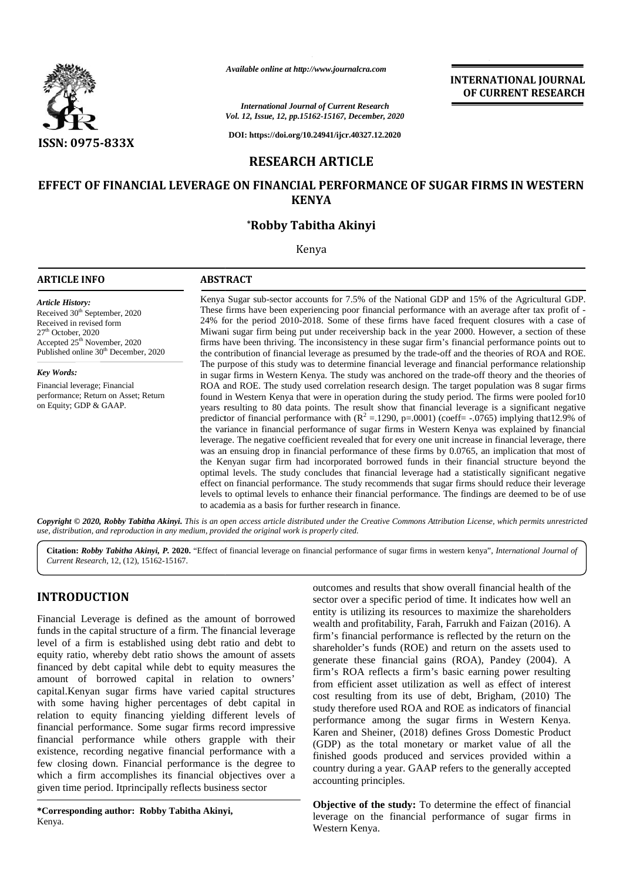*Available online at http://www.journalcra.com*

*International Journal of Current Research*
*Vol. 12, Issue, 12, pp.15162-15167, December, 2020*

**DOI: https://doi.org/10.24941/ijcr.40327.12.2020**

**INTERNATIONAL JOURNAL OF CURRENT RESEARCH**

**ISSN: 0975-833X**

## RESEARCH ARTICLE

# EFFECT OF FINANCIAL LEVERAGE ON FINANCIAL PERFORMANCE OF SUGAR FIRMS IN WESTERN KENYA

**\*Robby Tabitha Akinyi**

Kenya

### ARTICLE INFO

*Article History:*
Received 30th September, 2020
Received in revised form
27th October, 2020
Accepted 25th November, 2020
Published online 30th December, 2020

*Key Words:*
Financial leverage; Financial performance; Return on Asset; Return on Equity; GDP & GAAP.

### ABSTRACT

Kenya Sugar sub-sector accounts for 7.5% of the National GDP and 15% of the Agricultural GDP. These firms have been experiencing poor financial performance with an average after tax profit of -24% for the period 2010-2018. Some of these firms have faced frequent closures with a case of Miwani sugar firm being put under receivership back in the year 2000. However, a section of these firms have been thriving. The inconsistency in these sugar firm's financial performance points out to the contribution of financial leverage as presumed by the trade-off and the theories of ROA and ROE. The purpose of this study was to determine financial leverage and financial performance relationship in sugar firms in Western Kenya. The study was anchored on the trade-off theory and the theories of ROA and ROE. The study used correlation research design. The target population was 8 sugar firms found in Western Kenya that were in operation during the study period. The firms were pooled for10 years resulting to 80 data points. The result show that financial leverage is a significant negative predictor of financial performance with ($R^2$ =.1290, p=.0001) (coeff= -.0765) implying that12.9% of the variance in financial performance of sugar firms in Western Kenya was explained by financial leverage. The negative coefficient revealed that for every one unit increase in financial leverage, there was an ensuing drop in financial performance of these firms by 0.0765, an implication that most of the Kenyan sugar firm had incorporated borrowed funds in their financial structure beyond the optimal levels. The study concludes that financial leverage had a statistically significant negative effect on financial performance. The study recommends that sugar firms should reduce their leverage levels to optimal levels to enhance their financial performance. The findings are deemed to be of use to academia as a basis for further research in finance.

***Copyright © 2020, Robby Tabitha Akinyi.*** *This is an open access article distributed under the Creative Commons Attribution License, which permits unrestricted use, distribution, and reproduction in any medium, provided the original work is properly cited.*

**Citation:** ***Robby Tabitha Akinyi, P.* 2020.** "Effect of financial leverage on financial performance of sugar firms in western kenya", *International Journal of Current Research*, 12, (12), 15162-15167.

## INTRODUCTION

Financial Leverage is defined as the amount of borrowed funds in the capital structure of a firm. The financial leverage level of a firm is established using debt ratio and debt to equity ratio, whereby debt ratio shows the amount of assets financed by debt capital while debt to equity measures the amount of borrowed capital in relation to owners' capital.Kenyan sugar firms have varied capital structures with some having higher percentages of debt capital in relation to equity financing yielding different levels of financial performance. Some sugar firms record impressive financial performance while others grapple with their existence, recording negative financial performance with a few closing down. Financial performance is the degree to which a firm accomplishes its financial objectives over a given time period. Itprincipally reflects business sector outcomes and results that show overall financial health of the sector over a specific period of time. It indicates how well an entity is utilizing its resources to maximize the shareholders wealth and profitability, Farah, Farrukh and Faizan (2016). A firm's financial performance is reflected by the return on the shareholder's funds (ROE) and return on the assets used to generate these financial gains (ROA), Pandey (2004). A firm's ROA reflects a firm's basic earning power resulting from efficient asset utilization as well as effect of interest cost resulting from its use of debt, Brigham, (2010) The study therefore used ROA and ROE as indicators of financial performance among the sugar firms in Western Kenya. Karen and Sheiner, (2018) defines Gross Domestic Product (GDP) as the total monetary or market value of all the finished goods produced and services provided within a country during a year. GAAP refers to the generally accepted accounting principles.

**Objective of the study:** To determine the effect of financial leverage on the financial performance of sugar firms in Western Kenya.

**\*Corresponding author: Robby Tabitha Akinyi,**
Kenya.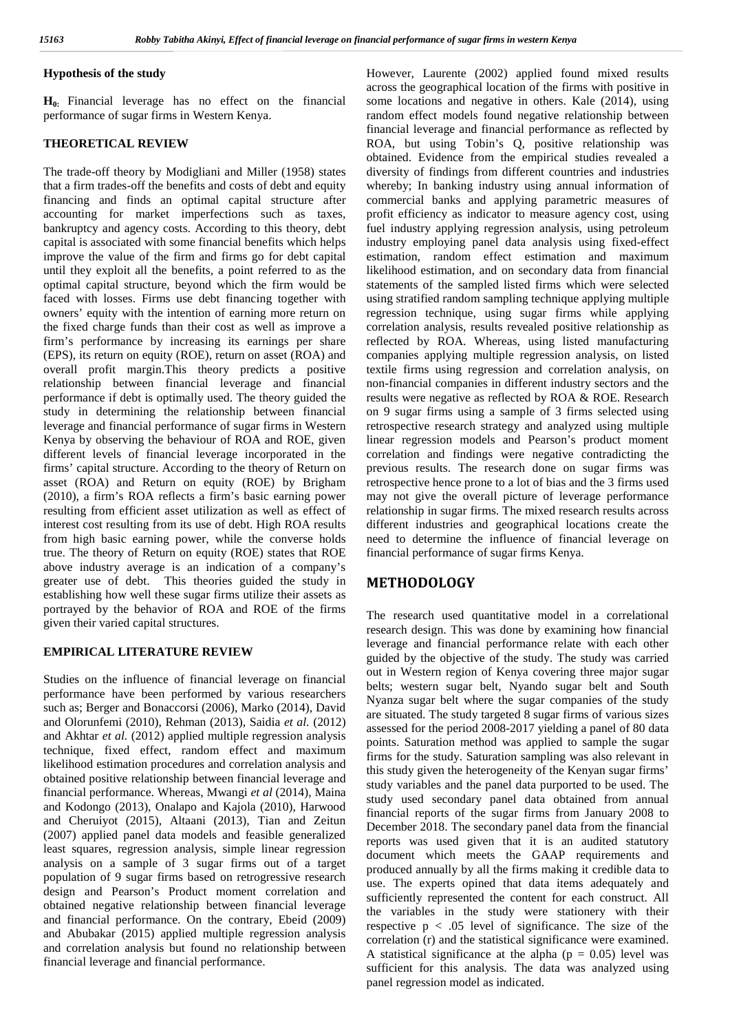**Hypothesis of the study**

$H_0$: Financial leverage has no effect on the financial performance of sugar firms in Western Kenya.

**THEORETICAL REVIEW**

The trade-off theory by Modigliani and Miller (1958) states that a firm trades-off the benefits and costs of debt and equity financing and finds an optimal capital structure after accounting for market imperfections such as taxes, bankruptcy and agency costs. According to this theory, debt capital is associated with some financial benefits which helps improve the value of the firm and firms go for debt capital until they exploit all the benefits, a point referred to as the optimal capital structure, beyond which the firm would be faced with losses. Firms use debt financing together with owners' equity with the intention of earning more return on the fixed charge funds than their cost as well as improve a firm's performance by increasing its earnings per share (EPS), its return on equity (ROE), return on asset (ROA) and overall profit margin.This theory predicts a positive relationship between financial leverage and financial performance if debt is optimally used. The theory guided the study in determining the relationship between financial leverage and financial performance of sugar firms in Western Kenya by observing the behaviour of ROA and ROE, given different levels of financial leverage incorporated in the firms' capital structure. According to the theory of Return on asset (ROA) and Return on equity (ROE) by Brigham (2010), a firm's ROA reflects a firm's basic earning power resulting from efficient asset utilization as well as effect of interest cost resulting from its use of debt. High ROA results from high basic earning power, while the converse holds true. The theory of Return on equity (ROE) states that ROE above industry average is an indication of a company's greater use of debt. This theories guided the study in establishing how well these sugar firms utilize their assets as portrayed by the behavior of ROA and ROE of the firms given their varied capital structures.

**EMPIRICAL LITERATURE REVIEW**

Studies on the influence of financial leverage on financial performance have been performed by various researchers such as; Berger and Bonaccorsi (2006), Marko (2014), David and Olorunfemi (2010), Rehman (2013), Saidia *et al.* (2012) and Akhtar *et al.* (2012) applied multiple regression analysis technique, fixed effect, random effect and maximum likelihood estimation procedures and correlation analysis and obtained positive relationship between financial leverage and financial performance. Whereas, Mwangi *et al* (2014), Maina and Kodongo (2013), Onalapo and Kajola (2010), Harwood and Cheruiyot (2015), Altaani (2013), Tian and Zeitun (2007) applied panel data models and feasible generalized least squares, regression analysis, simple linear regression analysis on a sample of 3 sugar firms out of a target population of 9 sugar firms based on retrogressive research design and Pearson's Product moment correlation and obtained negative relationship between financial leverage and financial performance. On the contrary, Ebeid (2009) and Abubakar (2015) applied multiple regression analysis and correlation analysis but found no relationship between financial leverage and financial performance.

However, Laurente (2002) applied found mixed results across the geographical location of the firms with positive in some locations and negative in others. Kale (2014), using random effect models found negative relationship between financial leverage and financial performance as reflected by ROA, but using Tobin's Q, positive relationship was obtained. Evidence from the empirical studies revealed a diversity of findings from different countries and industries whereby; In banking industry using annual information of commercial banks and applying parametric measures of profit efficiency as indicator to measure agency cost, using fuel industry applying regression analysis, using petroleum industry employing panel data analysis using fixed-effect estimation, random effect estimation and maximum likelihood estimation, and on secondary data from financial statements of the sampled listed firms which were selected using stratified random sampling technique applying multiple regression technique, using sugar firms while applying correlation analysis, results revealed positive relationship as reflected by ROA. Whereas, using listed manufacturing companies applying multiple regression analysis, on listed textile firms using regression and correlation analysis, on non-financial companies in different industry sectors and the results were negative as reflected by ROA & ROE. Research on 9 sugar firms using a sample of 3 firms selected using retrospective research strategy and analyzed using multiple linear regression models and Pearson's product moment correlation and findings were negative contradicting the previous results. The research done on sugar firms was retrospective hence prone to a lot of bias and the 3 firms used may not give the overall picture of leverage performance relationship in sugar firms. The mixed research results across different industries and geographical locations create the need to determine the influence of financial leverage on financial performance of sugar firms Kenya.

## METHODOLOGY

The research used quantitative model in a correlational research design. This was done by examining how financial leverage and financial performance relate with each other guided by the objective of the study. The study was carried out in Western region of Kenya covering three major sugar belts; western sugar belt, Nyando sugar belt and South Nyanza sugar belt where the sugar companies of the study are situated. The study targeted 8 sugar firms of various sizes assessed for the period 2008-2017 yielding a panel of 80 data points. Saturation method was applied to sample the sugar firms for the study. Saturation sampling was also relevant in this study given the heterogeneity of the Kenyan sugar firms' study variables and the panel data purported to be used. The study used secondary panel data obtained from annual financial reports of the sugar firms from January 2008 to December 2018. The secondary panel data from the financial reports was used given that it is an audited statutory document which meets the GAAP requirements and produced annually by all the firms making it credible data to use. The experts opined that data items adequately and sufficiently represented the content for each construct. All the variables in the study were stationery with their respective $p < .05$ level of significance. The size of the correlation (r) and the statistical significance were examined. A statistical significance at the alpha ($p = 0.05$) level was sufficient for this analysis. The data was analyzed using panel regression model as indicated.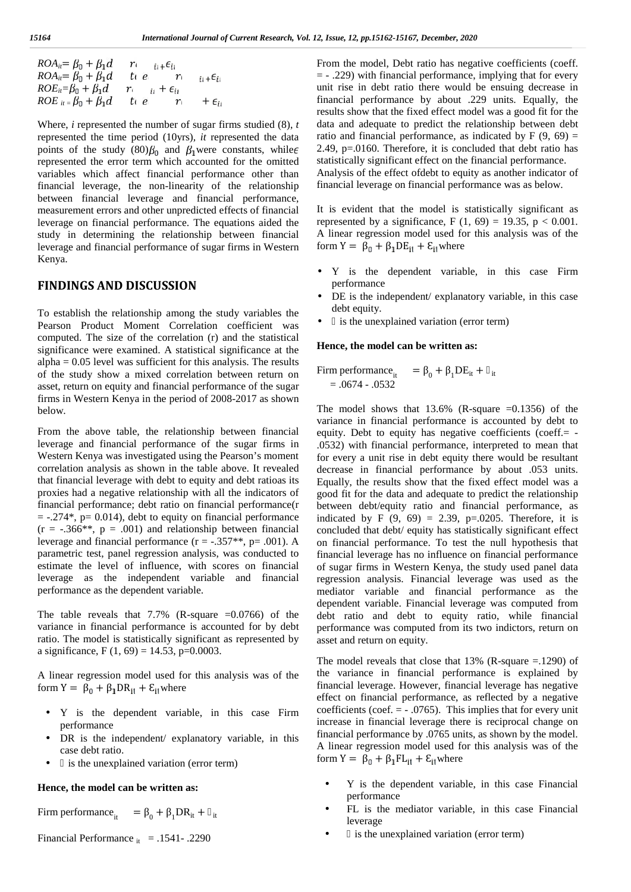$ROA_{it} = \beta_0 + \beta_1 d \quad r_{\iota} \quad _{it} + \epsilon_{it}$
$ROA_{it} = \beta_0 + \beta_1 d \quad t\iota\ e \quad r_{\iota} \quad _{it} + \epsilon_{it}$
$ROE_{it} = \beta_0 + \beta_1 d \quad r_{\iota} \quad _{it} + \epsilon_{it}$
$ROE_{it} = \beta_0 + \beta_1 d \quad t\iota\ e \quad r_{\iota} \quad + \epsilon_{it}$

Where, *i* represented the number of sugar firms studied (8), *t* represented the time period (10yrs), *it* represented the data points of the study (80)$\beta_0$ and $\beta_1$were constants, while$\epsilon$ represented the error term which accounted for the omitted variables which affect financial performance other than financial leverage, the non-linearity of the relationship between financial leverage and financial performance, measurement errors and other unpredicted effects of financial leverage on financial performance. The equations aided the study in determining the relationship between financial leverage and financial performance of sugar firms in Western Kenya.

## FINDINGS AND DISCUSSION

To establish the relationship among the study variables the Pearson Product Moment Correlation coefficient was computed. The size of the correlation (r) and the statistical significance were examined. A statistical significance at the alpha = 0.05 level was sufficient for this analysis. The results of the study show a mixed correlation between return on asset, return on equity and financial performance of the sugar firms in Western Kenya in the period of 2008-2017 as shown below.

From the above table, the relationship between financial leverage and financial performance of the sugar firms in Western Kenya was investigated using the Pearson's moment correlation analysis as shown in the table above. It revealed that financial leverage with debt to equity and debt ratioas its proxies had a negative relationship with all the indicators of financial performance; debt ratio on financial performance(r = -.274*, p= 0.014), debt to equity on financial performance (r = -.366**, p = .001) and relationship between financial leverage and financial performance (r = -.357**, p= .001). A parametric test, panel regression analysis, was conducted to estimate the level of influence, with scores on financial leverage as the independent variable and financial performance as the dependent variable.

The table reveals that 7.7% (R-square =0.0766) of the variance in financial performance is accounted for by debt ratio. The model is statistically significant as represented by a significance, F (1, 69) = 14.53, p=0.0003.

A linear regression model used for this analysis was of the form $Y = \beta_0 + \beta_1 DR_{it} + \varepsilon_{it}$ where

- Y is the dependent variable, in this case Firm performance
- DR is the independent/ explanatory variable, in this case debt ratio.
-  is the unexplained variation (error term)

**Hence, the model can be written as:**

Firm performance$_{it}$ $= \beta_0 + \beta_1 DR_{it} + \varepsilon_{it}$

Financial Performance $_{it}$ = .1541- .2290

From the model, Debt ratio has negative coefficients (coeff. = - .229) with financial performance, implying that for every unit rise in debt ratio there would be ensuing decrease in financial performance by about .229 units. Equally, the results show that the fixed effect model was a good fit for the data and adequate to predict the relationship between debt ratio and financial performance, as indicated by F (9, 69) = 2.49, p=.0160. Therefore, it is concluded that debt ratio has statistically significant effect on the financial performance.
Analysis of the effect ofdebt to equity as another indicator of financial leverage on financial performance was as below.

It is evident that the model is statistically significant as represented by a significance, F (1, 69) = 19.35, p < 0.001. A linear regression model used for this analysis was of the form $Y = \beta_0 + \beta_1 DE_{it} + \varepsilon_{it}$ where

- Y is the dependent variable, in this case Firm performance
- DE is the independent/ explanatory variable, in this case debt equity.
-  is the unexplained variation (error term)

**Hence, the model can be written as:**

Firm performance$_{it}$ $= \beta_0 + \beta_1 DE_{it} + \varepsilon_{it}$
= .0674 - .0532

The model shows that 13.6% (R-square =0.1356) of the variance in financial performance is accounted by debt to equity. Debt to equity has negative coefficients (coeff.= - .0532) with financial performance, interpreted to mean that for every a unit rise in debt equity there would be resultant decrease in financial performance by about .053 units. Equally, the results show that the fixed effect model was a good fit for the data and adequate to predict the relationship between debt/equity ratio and financial performance, as indicated by F (9, 69) = 2.39, p=.0205. Therefore, it is concluded that debt/ equity has statistically significant effect on financial performance. To test the null hypothesis that financial leverage has no influence on financial performance of sugar firms in Western Kenya, the study used panel data regression analysis. Financial leverage was used as the mediator variable and financial performance as the dependent variable. Financial leverage was computed from debt ratio and debt to equity ratio, while financial performance was computed from its two indictors, return on asset and return on equity.

The model reveals that close that 13% (R-square =.1290) of the variance in financial performance is explained by financial leverage. However, financial leverage has negative effect on financial performance, as reflected by a negative coefficients (coef. = - .0765). This implies that for every unit increase in financial leverage there is reciprocal change on financial performance by .0765 units, as shown by the model. A linear regression model used for this analysis was of the form $Y = \beta_0 + \beta_1 FL_{it} + \varepsilon_{it}$ where

- Y is the dependent variable, in this case Financial performance
- FL is the mediator variable, in this case Financial leverage
-  is the unexplained variation (error term)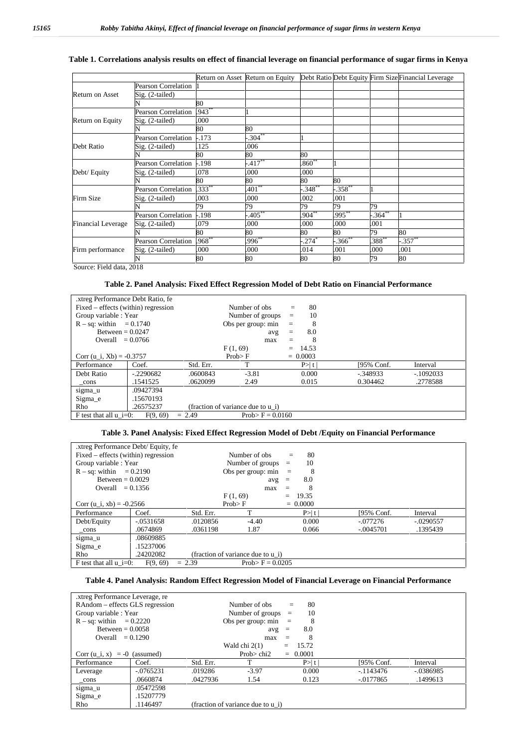**Table 1. Correlations analysis results on effect of financial leverage on financial performance of sugar firms in Kenya**

| | | Return on Asset | Return on Equity | Debt Ratio | Debt Equity | Firm Size | Financial Leverage |
|---|---|---|---|---|---|---|---|
| Return on Asset | Pearson Correlation | 1 | | | | | |
| | Sig. (2-tailed) | | | | | | |
| | N | 80 | | | | | |
| Return on Equity | Pearson Correlation | .943** | 1 | | | | |
| | Sig. (2-tailed) | .000 | | | | | |
| | N | 80 | 80 | | | | |
| Debt Ratio | Pearson Correlation | -.173 | -.304** | 1 | | | |
| | Sig. (2-tailed) | .125 | .006 | | | | |
| | N | 80 | 80 | 80 | | | |
| Debt/ Equity | Pearson Correlation | -.198 | -.417** | .860** | 1 | | |
| | Sig. (2-tailed) | .078 | .000 | .000 | | | |
| | N | 80 | 80 | 80 | 80 | | |
| Firm Size | Pearson Correlation | .333** | .401** | -.348** | -.358** | 1 | |
| | Sig. (2-tailed) | .003 | .000 | .002 | .001 | | |
| | N | 79 | 79 | 79 | 79 | 79 | |
| Financial Leverage | Pearson Correlation | -.198 | -.405** | .904** | .995** | -.364** | 1 |
| | Sig. (2-tailed) | .079 | .000 | .000 | .000 | .001 | |
| | N | 80 | 80 | 80 | 80 | 79 | 80 |
| Firm performance | Pearson Correlation | .968** | .996** | -.274* | -.366** | .388** | -.357** |
| | Sig. (2-tailed) | .000 | .000 | .014 | .001 | .000 | .001 |
| | N | 80 | 80 | 80 | 80 | 79 | 80 |

Source: Field data, 2018

**Table 2. Panel Analysis: Fixed Effect Regression Model of Debt Ratio on Financial Performance**

```
.xtreg Performance Debt Ratio, fe
Fixed – effects (within) regression          Number of obs        =    80
Group variable : Year                        Number of groups     =    10
R – sq: within    = 0.1740                   Obs per group: min   =     8
       Between = 0.0247                                     avg   =   8.0
       Overall   = 0.0766                                   max   =     8
                                             F (1, 69)            =  14.53
Corr (u_i, Xb) = -0.3757                     Prob> F              = 0.0003
```

| Performance | Coef. | Std. Err. | T | P>\|t\| | [95% Conf. | Interval |
|---|---|---|---|---|---|---|
| Debt Ratio | -.2290682 | .0600843 | -3.81 | 0.000 | -.348933 | -.1092033 |
| _cons | .1541525 | .0620099 | 2.49 | 0.015 | 0.304462 | .2778588 |
| sigma_u | .09427394 | | | | | |
| Sigma_e | .15670193 | | | | | |
| Rho | .26575237 | (fraction of variance due to u_i) | | | | |

F test that all u_i=0: F(9, 69) = 2.49 Prob> F = 0.0160

**Table 3. Panel Analysis: Fixed Effect Regression Model of Debt /Equity on Financial Performance**

```
.xtreg Performance Debt/ Equity, fe
Fixed – effects (within) regression          Number of obs        =    80
Group variable : Year                        Number of groups     =    10
R – sq: within    = 0.2190                   Obs per group: min   =     8
       Between = 0.0029                                     avg   =   8.0
       Overall   = 0.1356                                   max   =     8
                                             F (1, 69)            =  19.35
Corr (u_i, xb) = -0.2566                     Prob> F              = 0.0000
```

| Performance | Coef. | Std. Err. | T | P>\|t\| | [95% Conf. | Interval |
|---|---|---|---|---|---|---|
| Debt/Equity | -.0531658 | .0120856 | -4.40 | 0.000 | -.077276 | -.0290557 |
| _cons | .0674869 | .0361198 | 1.87 | 0.066 | -.0045701 | .1395439 |
| sigma_u | .08609885 | | | | | |
| Sigma_e | .15237006 | | | | | |
| Rho | .24202082 | (fraction of variance due to u_i) | | | | |

F test that all u_i=0: F(9, 69) = 2.39 Prob> F = 0.0205

**Table 4. Panel Analysis: Random Effect Regression Model of Financial Leverage on Financial Performance**

```
.xtreg Performance Leverage, re
RAndom – effects GLS regression              Number of obs        =    80
Group variable : Year                        Number of groups     =    10
R – sq: within    = 0.2220                   Obs per group: min   =     8
       Between = 0.0058                                     avg   =   8.0
       Overall   = 0.1290                                   max   =     8
                                             Wald chi 2(1)        =  15.72
Corr (u_i, x)   = -0  (assumed)              Prob> chi2           = 0.0001
```

| Performance | Coef. | Std. Err. | T | P>\|t\| | [95% Conf. | Interval |
|---|---|---|---|---|---|---|
| Leverage | -.0765231 | .019286 | -3.97 | 0.000 | -.1143476 | -.0386985 |
| _cons | .0660874 | .0427936 | 1.54 | 0.123 | -.0177865 | .1499613 |
| sigma_u | .05472598 | | | | | |
| Sigma_e | .15207779 | | | | | |
| Rho | .1146497 | (fraction of variance due to u_i) | | | | |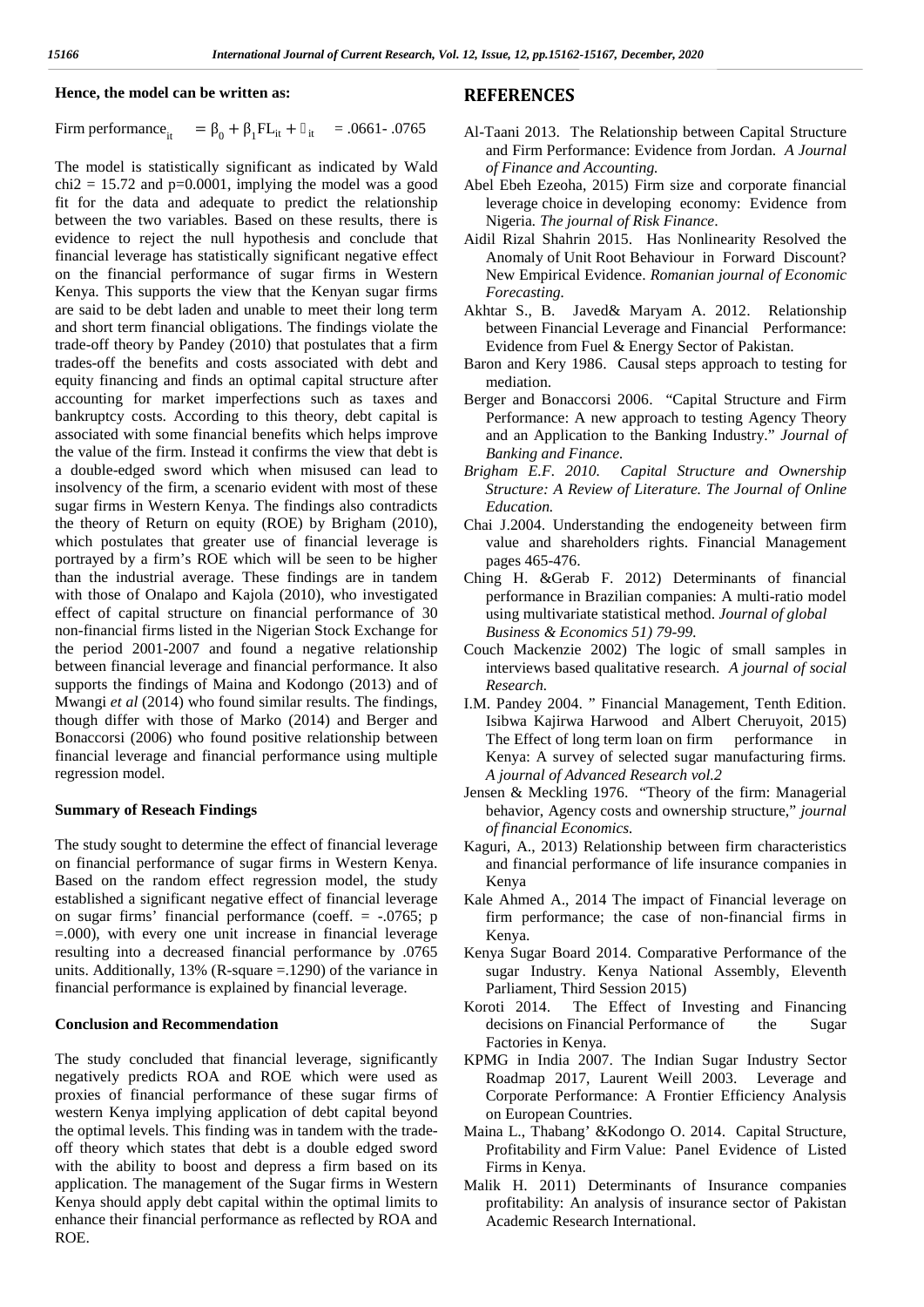**Hence, the model can be written as:**

$$\text{Firm performance}_{it} = \beta_0 + \beta_1 FL_{it} + \varepsilon_{it} = .0661 - .0765$$

The model is statistically significant as indicated by Wald chi2 = 15.72 and p=0.0001, implying the model was a good fit for the data and adequate to predict the relationship between the two variables. Based on these results, there is evidence to reject the null hypothesis and conclude that financial leverage has statistically significant negative effect on the financial performance of sugar firms in Western Kenya. This supports the view that the Kenyan sugar firms are said to be debt laden and unable to meet their long term and short term financial obligations. The findings violate the trade-off theory by Pandey (2010) that postulates that a firm trades-off the benefits and costs associated with debt and equity financing and finds an optimal capital structure after accounting for market imperfections such as taxes and bankruptcy costs. According to this theory, debt capital is associated with some financial benefits which helps improve the value of the firm. Instead it confirms the view that debt is a double-edged sword which when misused can lead to insolvency of the firm, a scenario evident with most of these sugar firms in Western Kenya. The findings also contradicts the theory of Return on equity (ROE) by Brigham (2010), which postulates that greater use of financial leverage is portrayed by a firm's ROE which will be seen to be higher than the industrial average. These findings are in tandem with those of Onalapo and Kajola (2010), who investigated effect of capital structure on financial performance of 30 non-financial firms listed in the Nigerian Stock Exchange for the period 2001-2007 and found a negative relationship between financial leverage and financial performance. It also supports the findings of Maina and Kodongo (2013) and of Mwangi *et al* (2014) who found similar results. The findings, though differ with those of Marko (2014) and Berger and Bonaccorsi (2006) who found positive relationship between financial leverage and financial performance using multiple regression model.

**Summary of Reseach Findings**

The study sought to determine the effect of financial leverage on financial performance of sugar firms in Western Kenya. Based on the random effect regression model, the study established a significant negative effect of financial leverage on sugar firms' financial performance (coeff. = -.0765; p =.000), with every one unit increase in financial leverage resulting into a decreased financial performance by .0765 units. Additionally, 13% (R-square =.1290) of the variance in financial performance is explained by financial leverage.

**Conclusion and Recommendation**

The study concluded that financial leverage, significantly negatively predicts ROA and ROE which were used as proxies of financial performance of these sugar firms of western Kenya implying application of debt capital beyond the optimal levels. This finding was in tandem with the trade-off theory which states that debt is a double edged sword with the ability to boost and depress a firm based on its application. The management of the Sugar firms in Western Kenya should apply debt capital within the optimal limits to enhance their financial performance as reflected by ROA and ROE.

## REFERENCES

Al-Taani 2013. The Relationship between Capital Structure and Firm Performance: Evidence from Jordan. *A Journal of Finance and Accounting.*

Abel Ebeh Ezeoha, 2015) Firm size and corporate financial leverage choice in developing economy: Evidence from Nigeria. *The journal of Risk Finance*.

Aidil Rizal Shahrin 2015. Has Nonlinearity Resolved the Anomaly of Unit Root Behaviour in Forward Discount? New Empirical Evidence. *Romanian journal of Economic Forecasting.*

Akhtar S., B. Javed& Maryam A. 2012. Relationship between Financial Leverage and Financial Performance: Evidence from Fuel & Energy Sector of Pakistan.

Baron and Kery 1986. Causal steps approach to testing for mediation.

Berger and Bonaccorsi 2006. "Capital Structure and Firm Performance: A new approach to testing Agency Theory and an Application to the Banking Industry." *Journal of Banking and Finance.*

*Brigham E.F. 2010. Capital Structure and Ownership Structure: A Review of Literature. The Journal of Online Education.*

Chai J.2004. Understanding the endogeneity between firm value and shareholders rights. Financial Management pages 465-476.

Ching H. &Gerab F. 2012) Determinants of financial performance in Brazilian companies: A multi-ratio model using multivariate statistical method. *Journal of global Business & Economics 51) 79-99.*

Couch Mackenzie 2002) The logic of small samples in interviews based qualitative research. *A journal of social Research.*

I.M. Pandey 2004. " Financial Management, Tenth Edition. Isibwa Kajirwa Harwood and Albert Cheruyoit, 2015) The Effect of long term loan on firm performance in Kenya: A survey of selected sugar manufacturing firms. *A journal of Advanced Research vol.2*

Jensen & Meckling 1976. "Theory of the firm: Managerial behavior, Agency costs and ownership structure," *journal of financial Economics.*

Kaguri, A., 2013) Relationship between firm characteristics and financial performance of life insurance companies in Kenya

Kale Ahmed A., 2014 The impact of Financial leverage on firm performance; the case of non-financial firms in Kenya.

Kenya Sugar Board 2014. Comparative Performance of the sugar Industry. Kenya National Assembly, Eleventh Parliament, Third Session 2015)

Koroti 2014. The Effect of Investing and Financing decisions on Financial Performance of the Sugar Factories in Kenya.

KPMG in India 2007. The Indian Sugar Industry Sector Roadmap 2017, Laurent Weill 2003. Leverage and Corporate Performance: A Frontier Efficiency Analysis on European Countries.

Maina L., Thabang' &Kodongo O. 2014. Capital Structure, Profitability and Firm Value: Panel Evidence of Listed Firms in Kenya.

Malik H. 2011) Determinants of Insurance companies profitability: An analysis of insurance sector of Pakistan Academic Research International.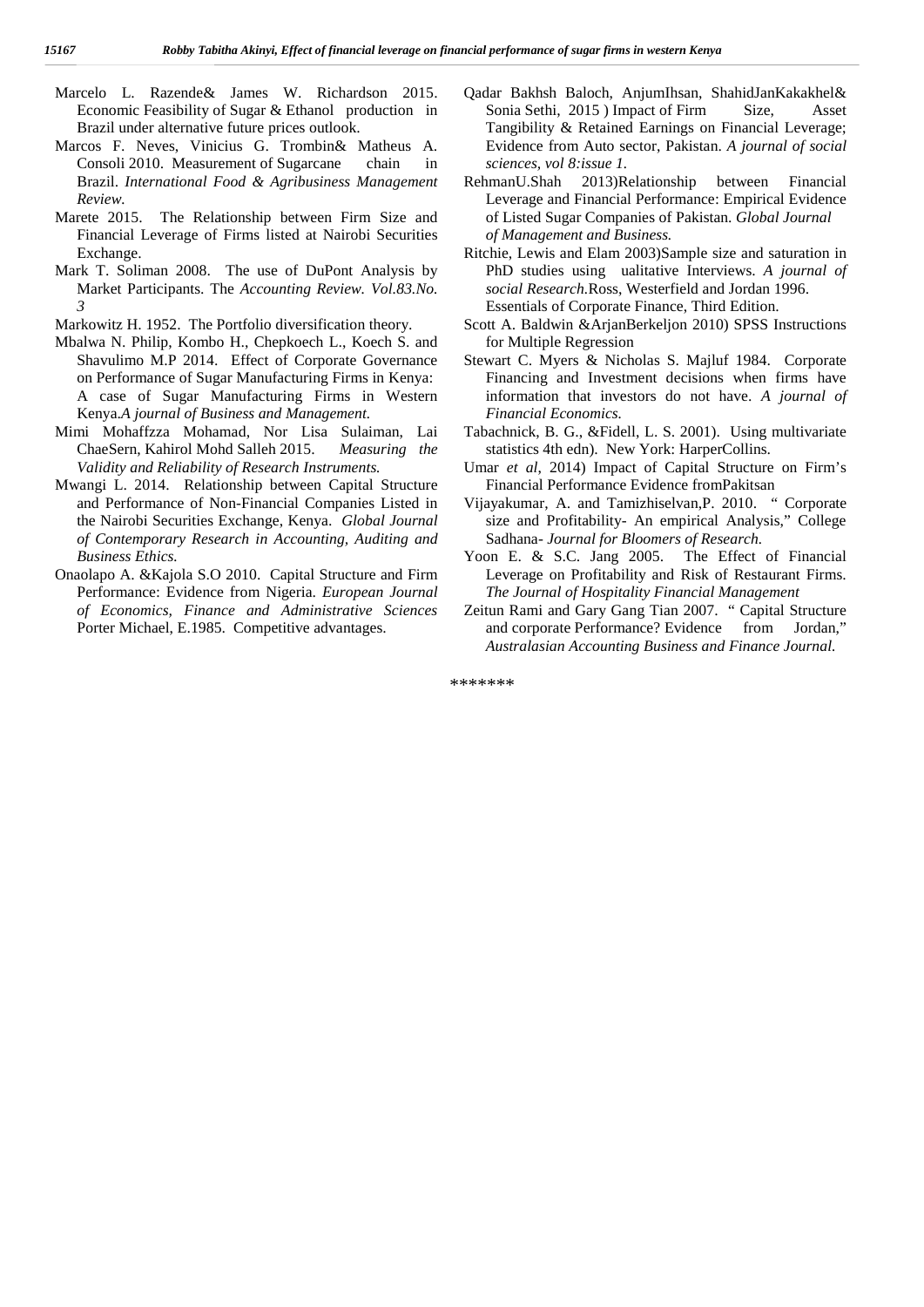Marcelo L. Razende& James W. Richardson 2015. Economic Feasibility of Sugar & Ethanol production in Brazil under alternative future prices outlook.

Marcos F. Neves, Vinicius G. Trombin& Matheus A. Consoli 2010. Measurement of Sugarcane chain in Brazil. *International Food & Agribusiness Management Review.*

Marete 2015. The Relationship between Firm Size and Financial Leverage of Firms listed at Nairobi Securities Exchange.

Mark T. Soliman 2008. The use of DuPont Analysis by Market Participants. The *Accounting Review. Vol.83.No. 3*

Markowitz H. 1952. The Portfolio diversification theory.

Mbalwa N. Philip, Kombo H., Chepkoech L., Koech S. and Shavulimo M.P 2014. Effect of Corporate Governance on Performance of Sugar Manufacturing Firms in Kenya: A case of Sugar Manufacturing Firms in Western Kenya.*A journal of Business and Management.*

Mimi Mohaffzza Mohamad, Nor Lisa Sulaiman, Lai ChaeSern, Kahirol Mohd Salleh 2015. *Measuring the Validity and Reliability of Research Instruments.*

Mwangi L. 2014. Relationship between Capital Structure and Performance of Non-Financial Companies Listed in the Nairobi Securities Exchange, Kenya. *Global Journal of Contemporary Research in Accounting, Auditing and Business Ethics.*

Onaolapo A. &Kajola S.O 2010. Capital Structure and Firm Performance: Evidence from Nigeria. *European Journal of Economics, Finance and Administrative Sciences* Porter Michael, E.1985. Competitive advantages.

Qadar Bakhsh Baloch, AnjumIhsan, ShahidJanKakakhel& Sonia Sethi, 2015 ) Impact of Firm Size, Asset Tangibility & Retained Earnings on Financial Leverage; Evidence from Auto sector, Pakistan. *A journal of social sciences, vol 8:issue 1.*

RehmanU.Shah 2013)Relationship between Financial Leverage and Financial Performance: Empirical Evidence of Listed Sugar Companies of Pakistan. *Global Journal of Management and Business.*

Ritchie, Lewis and Elam 2003)Sample size and saturation in PhD studies using ualitative Interviews. *A journal of social Research.*Ross, Westerfield and Jordan 1996. Essentials of Corporate Finance, Third Edition.

Scott A. Baldwin &ArjanBerkeljon 2010) SPSS Instructions for Multiple Regression

Stewart C. Myers & Nicholas S. Majluf 1984. Corporate Financing and Investment decisions when firms have information that investors do not have. *A journal of Financial Economics.*

Tabachnick, B. G., &Fidell, L. S. 2001). Using multivariate statistics 4th edn). New York: HarperCollins.

Umar *et al,* 2014) Impact of Capital Structure on Firm's Financial Performance Evidence fromPakitsan

Vijayakumar, A. and Tamizhiselvan,P. 2010. " Corporate size and Profitability- An empirical Analysis," College Sadhana- *Journal for Bloomers of Research.*

Yoon E. & S.C. Jang 2005. The Effect of Financial Leverage on Profitability and Risk of Restaurant Firms. *The Journal of Hospitality Financial Management*

Zeitun Rami and Gary Gang Tian 2007. " Capital Structure and corporate Performance? Evidence from Jordan," *Australasian Accounting Business and Finance Journal.*

*******